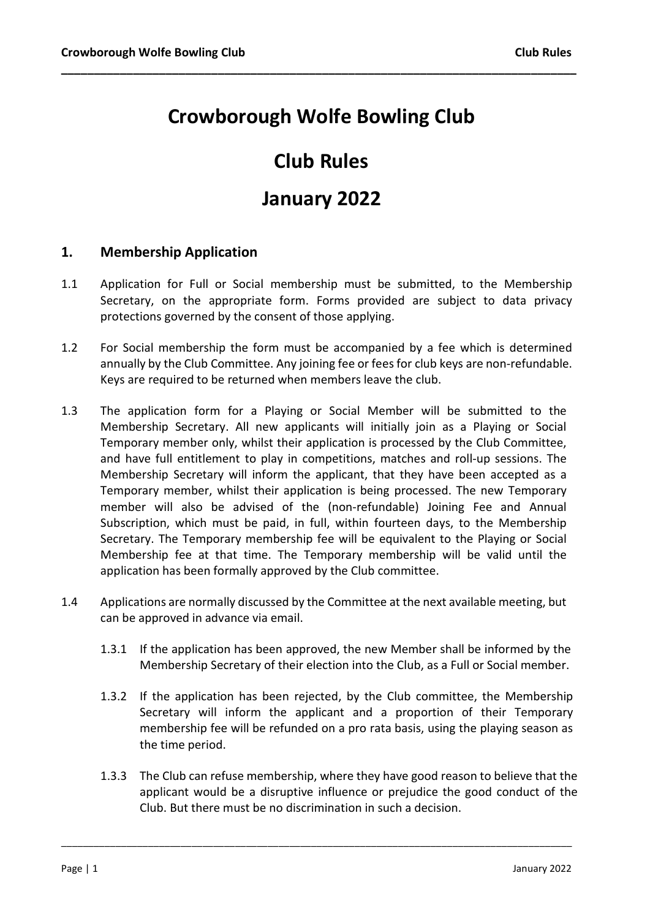# Crowborough Wolfe Bowling Club

# Club Rules

# January 2022

## 1. Membership Application

1.1 Application for Full or Social membership must be submitted, to the Membership Secretary, on the appropriate form. Forms provided are subject to data privacy protections governed by the consent of those applying.

1.2 For Social membership the form must be accompanied by a fee which is determined annually by the Club Committee. Any joining fee or fees for club keys are non-refundable. Keys are required to be returned when members leave the club.

1.3 The application form for a Playing or Social Member will be submitted to the Membership Secretary. All new applicants will initially join as a Playing or Social Temporary member only, whilst their application is processed by the Club Committee, and have full entitlement to play in competitions, matches and roll-up sessions. The Membership Secretary will inform the applicant, that they have been accepted as a Temporary member, whilst their application is being processed. The new Temporary member will also be advised of the (non-refundable) Joining Fee and Annual Subscription, which must be paid, in full, within fourteen days, to the Membership Secretary. The Temporary membership fee will be equivalent to the Playing or Social Membership fee at that time. The Temporary membership will be valid until the application has been formally approved by the Club committee.

1.4 Applications are normally discussed by the Committee at the next available meeting, but can be approved in advance via email.

1.3.1 If the application has been approved, the new Member shall be informed by the Membership Secretary of their election into the Club, as a Full or Social member.

1.3.2 If the application has been rejected, by the Club committee, the Membership Secretary will inform the applicant and a proportion of their Temporary membership fee will be refunded on a pro rata basis, using the playing season as the time period.

1.3.3 The Club can refuse membership, where they have good reason to believe that the applicant would be a disruptive influence or prejudice the good conduct of the Club. But there must be no discrimination in such a decision.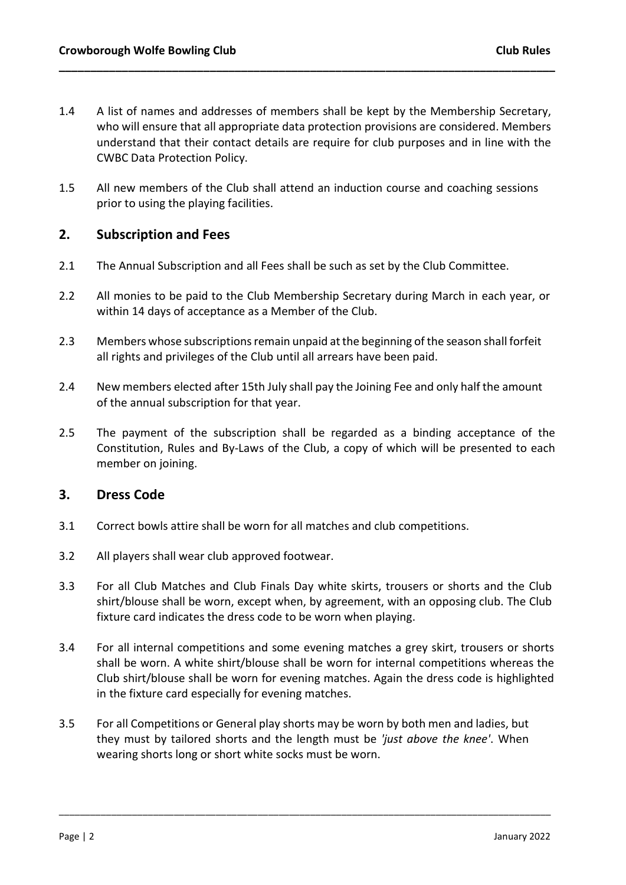1.4 A list of names and addresses of members shall be kept by the Membership Secretary, who will ensure that all appropriate data protection provisions are considered. Members understand that their contact details are require for club purposes and in line with the CWBC Data Protection Policy.

1.5 All new members of the Club shall attend an induction course and coaching sessions prior to using the playing facilities.

## 2. Subscription and Fees

2.1 The Annual Subscription and all Fees shall be such as set by the Club Committee.

2.2 All monies to be paid to the Club Membership Secretary during March in each year, or within 14 days of acceptance as a Member of the Club.

2.3 Members whose subscriptions remain unpaid at the beginning of the season shall forfeit all rights and privileges of the Club until all arrears have been paid.

2.4 New members elected after 15th July shall pay the Joining Fee and only half the amount of the annual subscription for that year.

2.5 The payment of the subscription shall be regarded as a binding acceptance of the Constitution, Rules and By-Laws of the Club, a copy of which will be presented to each member on joining.

## 3. Dress Code

3.1 Correct bowls attire shall be worn for all matches and club competitions.

3.2 All players shall wear club approved footwear.

3.3 For all Club Matches and Club Finals Day white skirts, trousers or shorts and the Club shirt/blouse shall be worn, except when, by agreement, with an opposing club. The Club fixture card indicates the dress code to be worn when playing.

3.4 For all internal competitions and some evening matches a grey skirt, trousers or shorts shall be worn. A white shirt/blouse shall be worn for internal competitions whereas the Club shirt/blouse shall be worn for evening matches. Again the dress code is highlighted in the fixture card especially for evening matches.

3.5 For all Competitions or General play shorts may be worn by both men and ladies, but they must by tailored shorts and the length must be *'just above the knee'*. When wearing shorts long or short white socks must be worn.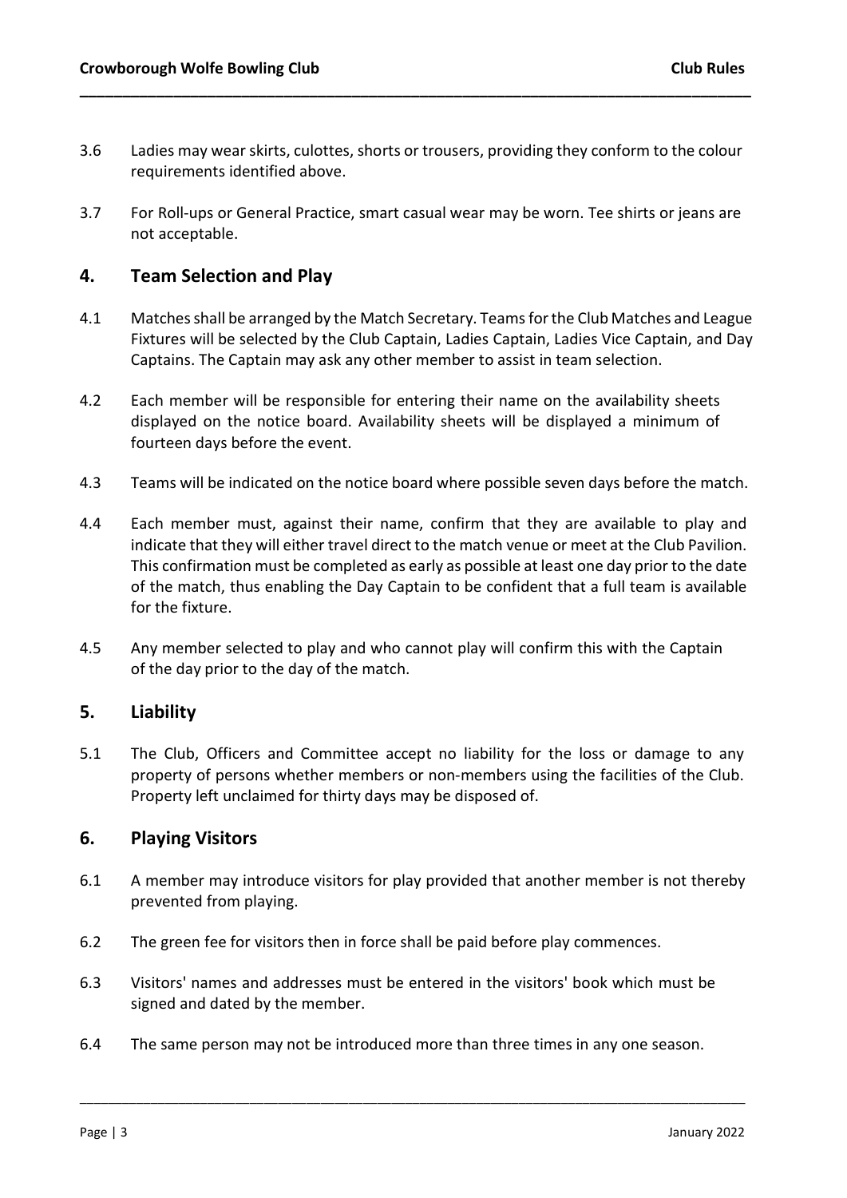3.6 Ladies may wear skirts, culottes, shorts or trousers, providing they conform to the colour requirements identified above.

3.7 For Roll-ups or General Practice, smart casual wear may be worn. Tee shirts or jeans are not acceptable.

## 4. Team Selection and Play

4.1 Matches shall be arranged by the Match Secretary. Teams for the Club Matches and League Fixtures will be selected by the Club Captain, Ladies Captain, Ladies Vice Captain, and Day Captains. The Captain may ask any other member to assist in team selection.

4.2 Each member will be responsible for entering their name on the availability sheets displayed on the notice board. Availability sheets will be displayed a minimum of fourteen days before the event.

4.3 Teams will be indicated on the notice board where possible seven days before the match.

4.4 Each member must, against their name, confirm that they are available to play and indicate that they will either travel direct to the match venue or meet at the Club Pavilion. This confirmation must be completed as early as possible at least one day prior to the date of the match, thus enabling the Day Captain to be confident that a full team is available for the fixture.

4.5 Any member selected to play and who cannot play will confirm this with the Captain of the day prior to the day of the match.

## 5. Liability

5.1 The Club, Officers and Committee accept no liability for the loss or damage to any property of persons whether members or non-members using the facilities of the Club. Property left unclaimed for thirty days may be disposed of.

## 6. Playing Visitors

6.1 A member may introduce visitors for play provided that another member is not thereby prevented from playing.

6.2 The green fee for visitors then in force shall be paid before play commences.

6.3 Visitors' names and addresses must be entered in the visitors' book which must be signed and dated by the member.

6.4 The same person may not be introduced more than three times in any one season.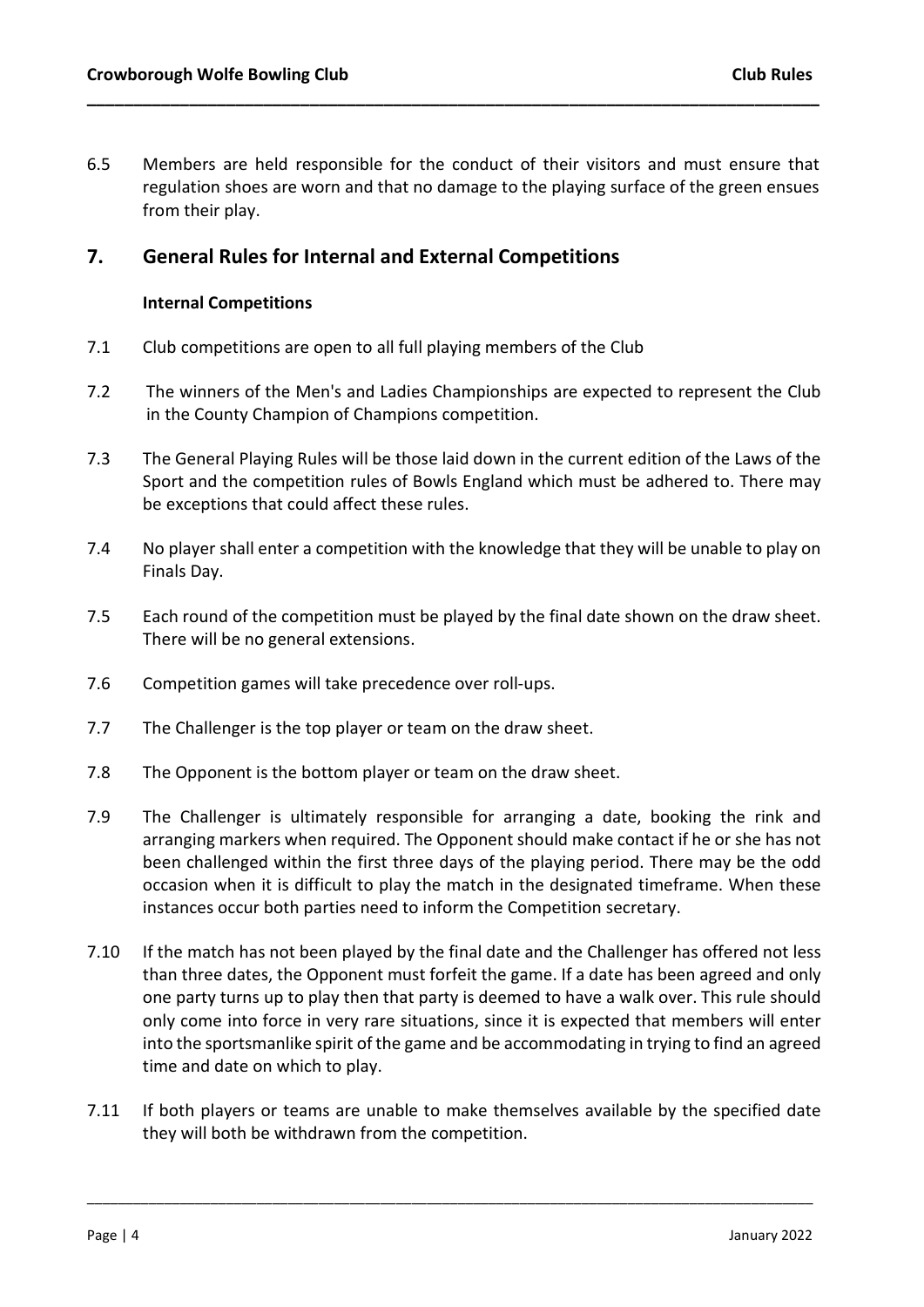6.5 Members are held responsible for the conduct of their visitors and must ensure that regulation shoes are worn and that no damage to the playing surface of the green ensues from their play.

## 7. General Rules for Internal and External Competitions

### Internal Competitions

7.1 Club competitions are open to all full playing members of the Club

7.2 The winners of the Men's and Ladies Championships are expected to represent the Club in the County Champion of Champions competition.

7.3 The General Playing Rules will be those laid down in the current edition of the Laws of the Sport and the competition rules of Bowls England which must be adhered to. There may be exceptions that could affect these rules.

7.4 No player shall enter a competition with the knowledge that they will be unable to play on Finals Day.

7.5 Each round of the competition must be played by the final date shown on the draw sheet. There will be no general extensions.

7.6 Competition games will take precedence over roll-ups.

7.7 The Challenger is the top player or team on the draw sheet.

7.8 The Opponent is the bottom player or team on the draw sheet.

7.9 The Challenger is ultimately responsible for arranging a date, booking the rink and arranging markers when required. The Opponent should make contact if he or she has not been challenged within the first three days of the playing period. There may be the odd occasion when it is difficult to play the match in the designated timeframe. When these instances occur both parties need to inform the Competition secretary.

7.10 If the match has not been played by the final date and the Challenger has offered not less than three dates, the Opponent must forfeit the game. If a date has been agreed and only one party turns up to play then that party is deemed to have a walk over. This rule should only come into force in very rare situations, since it is expected that members will enter into the sportsmanlike spirit of the game and be accommodating in trying to find an agreed time and date on which to play.

7.11 If both players or teams are unable to make themselves available by the specified date they will both be withdrawn from the competition.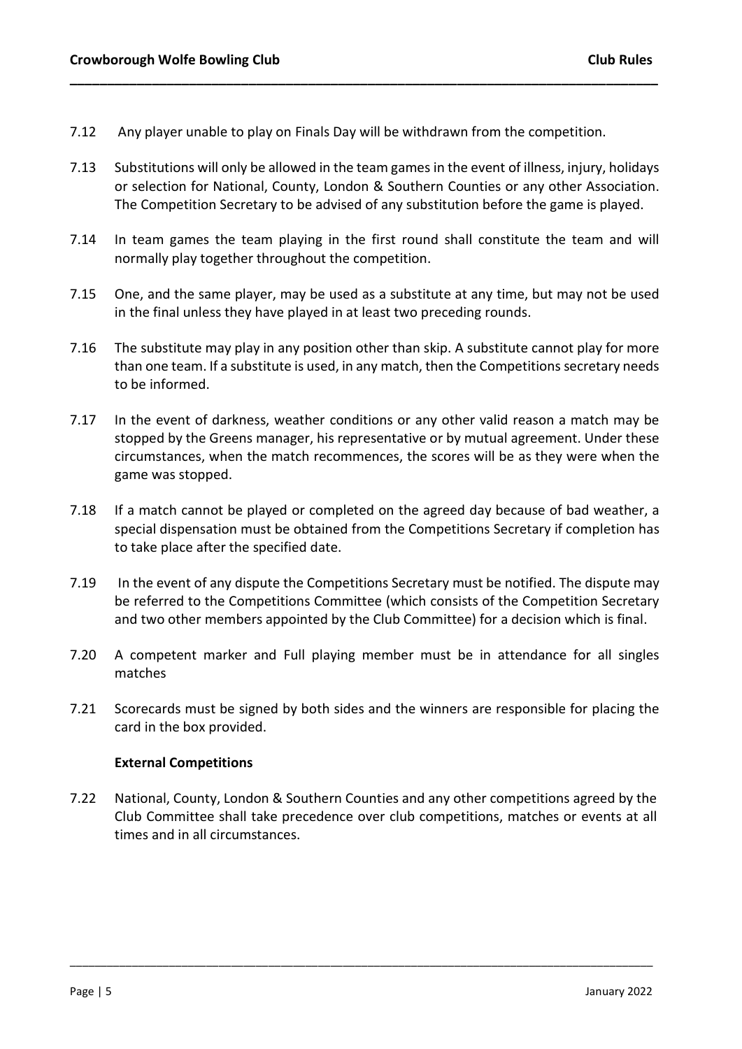7.12 Any player unable to play on Finals Day will be withdrawn from the competition.

7.13 Substitutions will only be allowed in the team games in the event of illness, injury, holidays or selection for National, County, London & Southern Counties or any other Association. The Competition Secretary to be advised of any substitution before the game is played.

7.14 In team games the team playing in the first round shall constitute the team and will normally play together throughout the competition.

7.15 One, and the same player, may be used as a substitute at any time, but may not be used in the final unless they have played in at least two preceding rounds.

7.16 The substitute may play in any position other than skip. A substitute cannot play for more than one team. If a substitute is used, in any match, then the Competitions secretary needs to be informed.

7.17 In the event of darkness, weather conditions or any other valid reason a match may be stopped by the Greens manager, his representative or by mutual agreement. Under these circumstances, when the match recommences, the scores will be as they were when the game was stopped.

7.18 If a match cannot be played or completed on the agreed day because of bad weather, a special dispensation must be obtained from the Competitions Secretary if completion has to take place after the specified date.

7.19 In the event of any dispute the Competitions Secretary must be notified. The dispute may be referred to the Competitions Committee (which consists of the Competition Secretary and two other members appointed by the Club Committee) for a decision which is final.

7.20 A competent marker and Full playing member must be in attendance for all singles matches

7.21 Scorecards must be signed by both sides and the winners are responsible for placing the card in the box provided.

**External Competitions**

7.22 National, County, London & Southern Counties and any other competitions agreed by the Club Committee shall take precedence over club competitions, matches or events at all times and in all circumstances.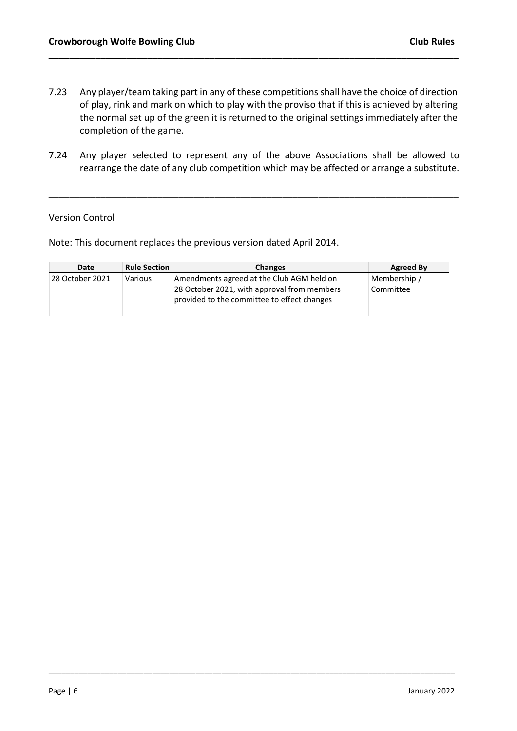7.23 Any player/team taking part in any of these competitions shall have the choice of direction of play, rink and mark on which to play with the proviso that if this is achieved by altering the normal set up of the green it is returned to the original settings immediately after the completion of the game.

7.24 Any player selected to represent any of the above Associations shall be allowed to rearrange the date of any club competition which may be affected or arrange a substitute.

---

Version Control

Note: This document replaces the previous version dated April 2014.

| Date | Rule Section | Changes | Agreed By |
|---|---|---|---|
| 28 October 2021 | Various | Amendments agreed at the Club AGM held on 28 October 2021, with approval from members provided to the committee to effect changes | Membership / Committee |
| | | | |
| | | | |